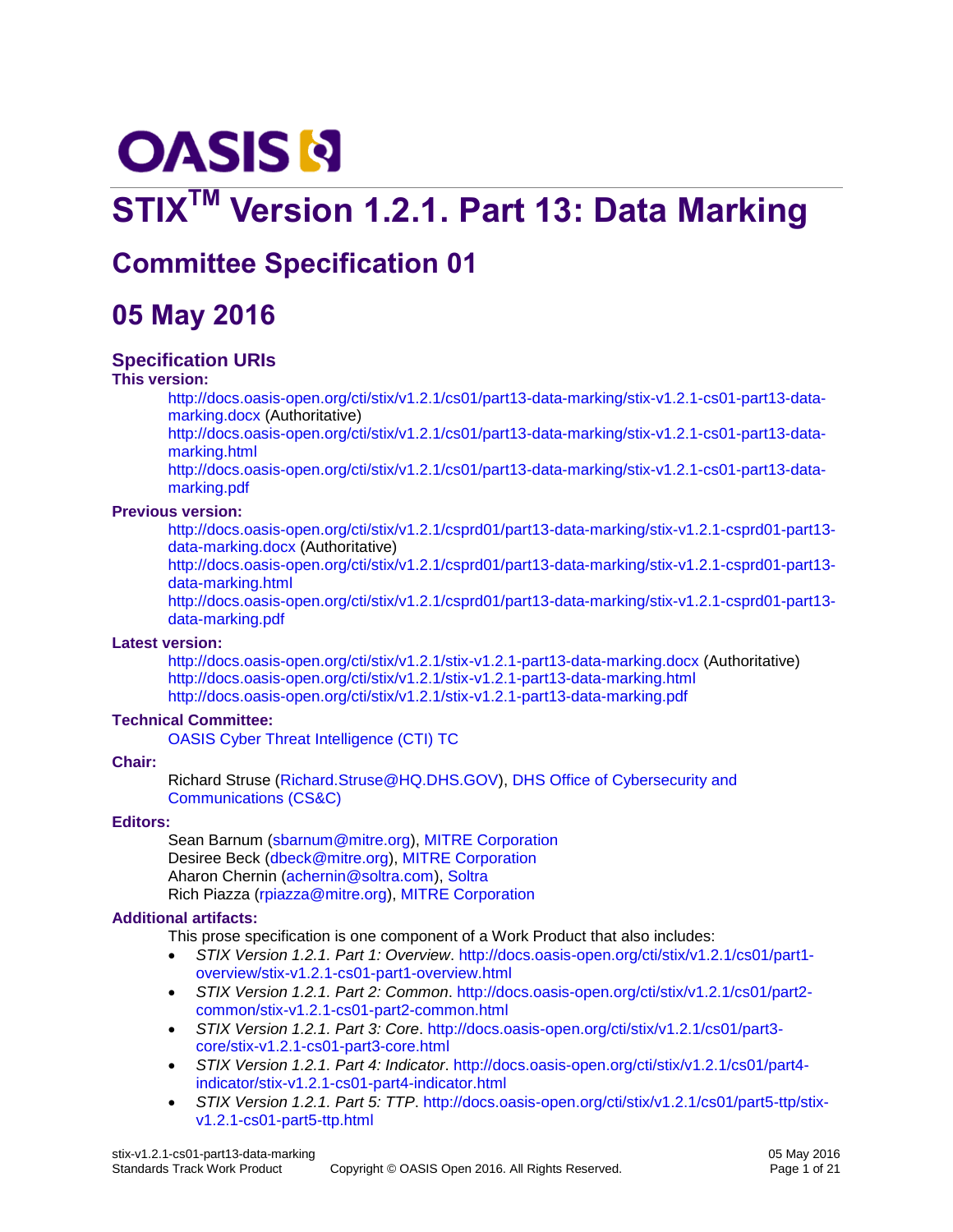OASIS

# STIX[TM] Version 1.2.1. Part 13: Data Marking

## Committee Specification 01

## 05 May 2016

### Specification URIs

**This version:**

http://docs.oasis-open.org/cti/stix/v1.2.1/cs01/part13-data-marking/stix-v1.2.1-cs01-part13-data-marking.docx (Authoritative)
http://docs.oasis-open.org/cti/stix/v1.2.1/cs01/part13-data-marking/stix-v1.2.1-cs01-part13-data-marking.html
http://docs.oasis-open.org/cti/stix/v1.2.1/cs01/part13-data-marking/stix-v1.2.1-cs01-part13-data-marking.pdf

**Previous version:**

http://docs.oasis-open.org/cti/stix/v1.2.1/csprd01/part13-data-marking/stix-v1.2.1-csprd01-part13-data-marking.docx (Authoritative)
http://docs.oasis-open.org/cti/stix/v1.2.1/csprd01/part13-data-marking/stix-v1.2.1-csprd01-part13-data-marking.html
http://docs.oasis-open.org/cti/stix/v1.2.1/csprd01/part13-data-marking/stix-v1.2.1-csprd01-part13-data-marking.pdf

**Latest version:**

http://docs.oasis-open.org/cti/stix/v1.2.1/stix-v1.2.1-part13-data-marking.docx (Authoritative)
http://docs.oasis-open.org/cti/stix/v1.2.1/stix-v1.2.1-part13-data-marking.html
http://docs.oasis-open.org/cti/stix/v1.2.1/stix-v1.2.1-part13-data-marking.pdf

**Technical Committee:**

OASIS Cyber Threat Intelligence (CTI) TC

**Chair:**

Richard Struse (Richard.Struse@HQ.DHS.GOV), DHS Office of Cybersecurity and Communications (CS&C)

**Editors:**

Sean Barnum (sbarnum@mitre.org), MITRE Corporation
Desiree Beck (dbeck@mitre.org), MITRE Corporation
Aharon Chernin (achernin@soltra.com), Soltra
Rich Piazza (rpiazza@mitre.org), MITRE Corporation

**Additional artifacts:**

This prose specification is one component of a Work Product that also includes:

- *STIX Version 1.2.1. Part 1: Overview*. http://docs.oasis-open.org/cti/stix/v1.2.1/cs01/part1-overview/stix-v1.2.1-cs01-part1-overview.html
- *STIX Version 1.2.1. Part 2: Common*. http://docs.oasis-open.org/cti/stix/v1.2.1/cs01/part2-common/stix-v1.2.1-cs01-part2-common.html
- *STIX Version 1.2.1. Part 3: Core*. http://docs.oasis-open.org/cti/stix/v1.2.1/cs01/part3-core/stix-v1.2.1-cs01-part3-core.html
- *STIX Version 1.2.1. Part 4: Indicator*. http://docs.oasis-open.org/cti/stix/v1.2.1/cs01/part4-indicator/stix-v1.2.1-cs01-part4-indicator.html
- *STIX Version 1.2.1. Part 5: TTP*. http://docs.oasis-open.org/cti/stix/v1.2.1/cs01/part5-ttp/stix-v1.2.1-cs01-part5-ttp.html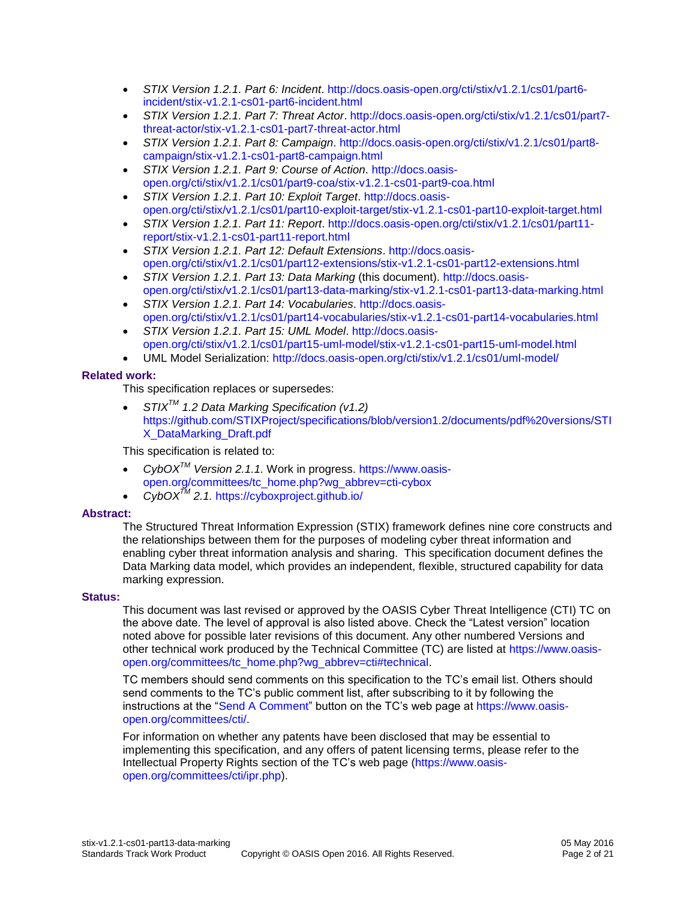- *STIX Version 1.2.1. Part 6: Incident*. http://docs.oasis-open.org/cti/stix/v1.2.1/cs01/part6-incident/stix-v1.2.1-cs01-part6-incident.html
- *STIX Version 1.2.1. Part 7: Threat Actor*. http://docs.oasis-open.org/cti/stix/v1.2.1/cs01/part7-threat-actor/stix-v1.2.1-cs01-part7-threat-actor.html
- *STIX Version 1.2.1. Part 8: Campaign*. http://docs.oasis-open.org/cti/stix/v1.2.1/cs01/part8-campaign/stix-v1.2.1-cs01-part8-campaign.html
- *STIX Version 1.2.1. Part 9: Course of Action*. http://docs.oasis-open.org/cti/stix/v1.2.1/cs01/part9-coa/stix-v1.2.1-cs01-part9-coa.html
- *STIX Version 1.2.1. Part 10: Exploit Target*. http://docs.oasis-open.org/cti/stix/v1.2.1/cs01/part10-exploit-target/stix-v1.2.1-cs01-part10-exploit-target.html
- *STIX Version 1.2.1. Part 11: Report*. http://docs.oasis-open.org/cti/stix/v1.2.1/cs01/part11-report/stix-v1.2.1-cs01-part11-report.html
- *STIX Version 1.2.1. Part 12: Default Extensions*. http://docs.oasis-open.org/cti/stix/v1.2.1/cs01/part12-extensions/stix-v1.2.1-cs01-part12-extensions.html
- *STIX Version 1.2.1. Part 13: Data Marking* (this document). http://docs.oasis-open.org/cti/stix/v1.2.1/cs01/part13-data-marking/stix-v1.2.1-cs01-part13-data-marking.html
- *STIX Version 1.2.1. Part 14: Vocabularies*. http://docs.oasis-open.org/cti/stix/v1.2.1/cs01/part14-vocabularies/stix-v1.2.1-cs01-part14-vocabularies.html
- *STIX Version 1.2.1. Part 15: UML Model*. http://docs.oasis-open.org/cti/stix/v1.2.1/cs01/part15-uml-model/stix-v1.2.1-cs01-part15-uml-model.html
- UML Model Serialization: http://docs.oasis-open.org/cti/stix/v1.2.1/cs01/uml-model/

**Related work:**

This specification replaces or supersedes:

- *STIX™ 1.2 Data Marking Specification (v1.2)* https://github.com/STIXProject/specifications/blob/version1.2/documents/pdf%20versions/STIX_DataMarking_Draft.pdf

This specification is related to:

- *CybOX™ Version 2.1.1.* Work in progress. https://www.oasis-open.org/committees/tc_home.php?wg_abbrev=cti-cybox
- *CybOX™ 2.1.* https://cyboxproject.github.io/

**Abstract:**

The Structured Threat Information Expression (STIX) framework defines nine core constructs and the relationships between them for the purposes of modeling cyber threat information and enabling cyber threat information analysis and sharing. This specification document defines the Data Marking data model, which provides an independent, flexible, structured capability for data marking expression.

**Status:**

This document was last revised or approved by the OASIS Cyber Threat Intelligence (CTI) TC on the above date. The level of approval is also listed above. Check the "Latest version" location noted above for possible later revisions of this document. Any other numbered Versions and other technical work produced by the Technical Committee (TC) are listed at https://www.oasis-open.org/committees/tc_home.php?wg_abbrev=cti#technical.

TC members should send comments on this specification to the TC's email list. Others should send comments to the TC's public comment list, after subscribing to it by following the instructions at the "Send A Comment" button on the TC's web page at https://www.oasis-open.org/committees/cti/.

For information on whether any patents have been disclosed that may be essential to implementing this specification, and any offers of patent licensing terms, please refer to the Intellectual Property Rights section of the TC's web page (https://www.oasis-open.org/committees/cti/ipr.php).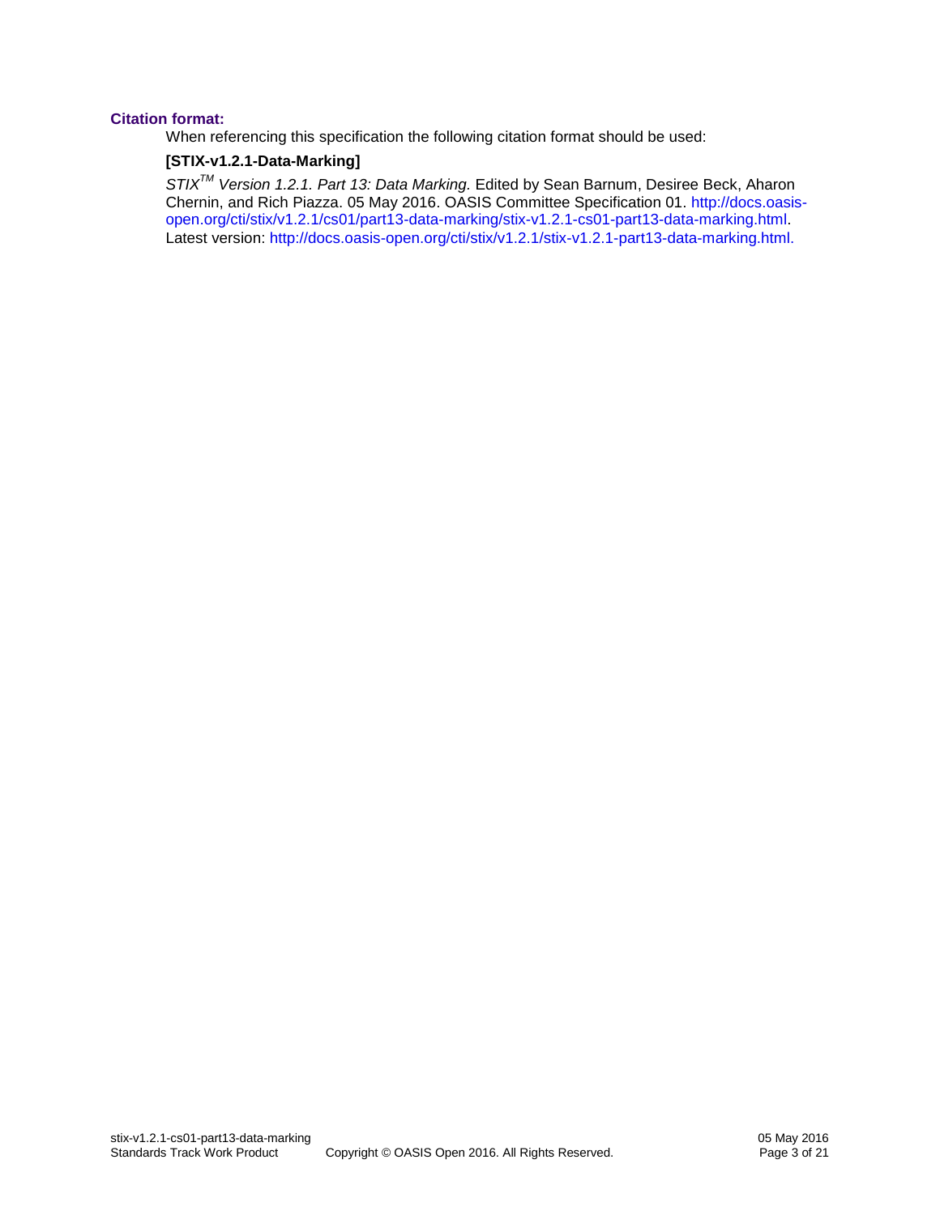**Citation format:**

When referencing this specification the following citation format should be used:

**[STIX-v1.2.1-Data-Marking]**

*STIX™ Version 1.2.1. Part 13: Data Marking.* Edited by Sean Barnum, Desiree Beck, Aharon Chernin, and Rich Piazza. 05 May 2016. OASIS Committee Specification 01. http://docs.oasis-open.org/cti/stix/v1.2.1/cs01/part13-data-marking/stix-v1.2.1-cs01-part13-data-marking.html. Latest version: http://docs.oasis-open.org/cti/stix/v1.2.1/stix-v1.2.1-part13-data-marking.html.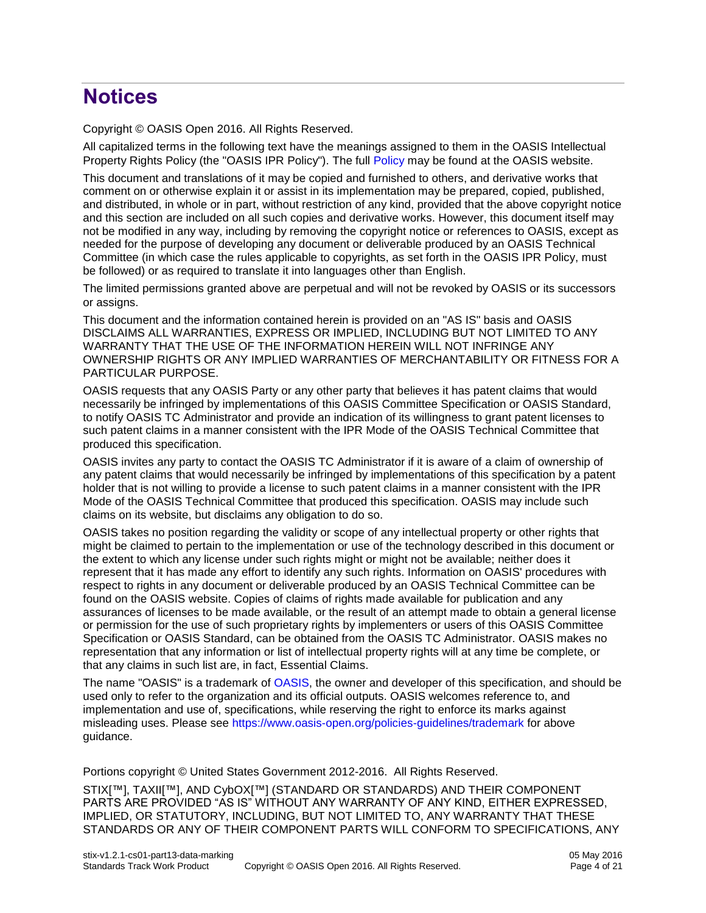# Notices

Copyright © OASIS Open 2016. All Rights Reserved.

All capitalized terms in the following text have the meanings assigned to them in the OASIS Intellectual Property Rights Policy (the "OASIS IPR Policy"). The full Policy may be found at the OASIS website.

This document and translations of it may be copied and furnished to others, and derivative works that comment on or otherwise explain it or assist in its implementation may be prepared, copied, published, and distributed, in whole or in part, without restriction of any kind, provided that the above copyright notice and this section are included on all such copies and derivative works. However, this document itself may not be modified in any way, including by removing the copyright notice or references to OASIS, except as needed for the purpose of developing any document or deliverable produced by an OASIS Technical Committee (in which case the rules applicable to copyrights, as set forth in the OASIS IPR Policy, must be followed) or as required to translate it into languages other than English.

The limited permissions granted above are perpetual and will not be revoked by OASIS or its successors or assigns.

This document and the information contained herein is provided on an "AS IS" basis and OASIS DISCLAIMS ALL WARRANTIES, EXPRESS OR IMPLIED, INCLUDING BUT NOT LIMITED TO ANY WARRANTY THAT THE USE OF THE INFORMATION HEREIN WILL NOT INFRINGE ANY OWNERSHIP RIGHTS OR ANY IMPLIED WARRANTIES OF MERCHANTABILITY OR FITNESS FOR A PARTICULAR PURPOSE.

OASIS requests that any OASIS Party or any other party that believes it has patent claims that would necessarily be infringed by implementations of this OASIS Committee Specification or OASIS Standard, to notify OASIS TC Administrator and provide an indication of its willingness to grant patent licenses to such patent claims in a manner consistent with the IPR Mode of the OASIS Technical Committee that produced this specification.

OASIS invites any party to contact the OASIS TC Administrator if it is aware of a claim of ownership of any patent claims that would necessarily be infringed by implementations of this specification by a patent holder that is not willing to provide a license to such patent claims in a manner consistent with the IPR Mode of the OASIS Technical Committee that produced this specification. OASIS may include such claims on its website, but disclaims any obligation to do so.

OASIS takes no position regarding the validity or scope of any intellectual property or other rights that might be claimed to pertain to the implementation or use of the technology described in this document or the extent to which any license under such rights might or might not be available; neither does it represent that it has made any effort to identify any such rights. Information on OASIS' procedures with respect to rights in any document or deliverable produced by an OASIS Technical Committee can be found on the OASIS website. Copies of claims of rights made available for publication and any assurances of licenses to be made available, or the result of an attempt made to obtain a general license or permission for the use of such proprietary rights by implementers or users of this OASIS Committee Specification or OASIS Standard, can be obtained from the OASIS TC Administrator. OASIS makes no representation that any information or list of intellectual property rights will at any time be complete, or that any claims in such list are, in fact, Essential Claims.

The name "OASIS" is a trademark of OASIS, the owner and developer of this specification, and should be used only to refer to the organization and its official outputs. OASIS welcomes reference to, and implementation and use of, specifications, while reserving the right to enforce its marks against misleading uses. Please see https://www.oasis-open.org/policies-guidelines/trademark for above guidance.

Portions copyright © United States Government 2012-2016. All Rights Reserved.

STIX[™], TAXII[™], AND CybOX[™] (STANDARD OR STANDARDS) AND THEIR COMPONENT PARTS ARE PROVIDED "AS IS" WITHOUT ANY WARRANTY OF ANY KIND, EITHER EXPRESSED, IMPLIED, OR STATUTORY, INCLUDING, BUT NOT LIMITED TO, ANY WARRANTY THAT THESE STANDARDS OR ANY OF THEIR COMPONENT PARTS WILL CONFORM TO SPECIFICATIONS, ANY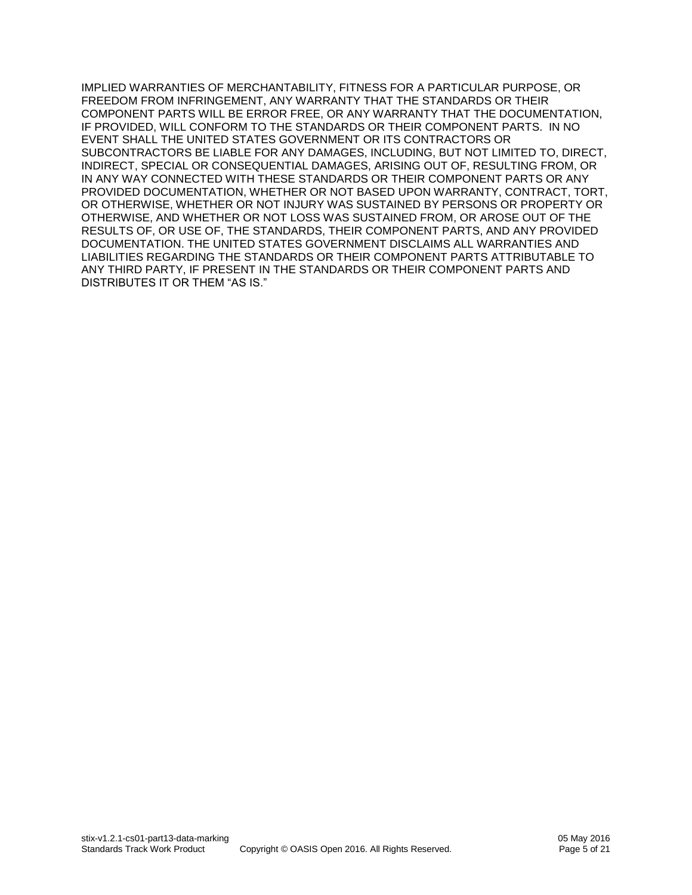IMPLIED WARRANTIES OF MERCHANTABILITY, FITNESS FOR A PARTICULAR PURPOSE, OR FREEDOM FROM INFRINGEMENT, ANY WARRANTY THAT THE STANDARDS OR THEIR COMPONENT PARTS WILL BE ERROR FREE, OR ANY WARRANTY THAT THE DOCUMENTATION, IF PROVIDED, WILL CONFORM TO THE STANDARDS OR THEIR COMPONENT PARTS. IN NO EVENT SHALL THE UNITED STATES GOVERNMENT OR ITS CONTRACTORS OR SUBCONTRACTORS BE LIABLE FOR ANY DAMAGES, INCLUDING, BUT NOT LIMITED TO, DIRECT, INDIRECT, SPECIAL OR CONSEQUENTIAL DAMAGES, ARISING OUT OF, RESULTING FROM, OR IN ANY WAY CONNECTED WITH THESE STANDARDS OR THEIR COMPONENT PARTS OR ANY PROVIDED DOCUMENTATION, WHETHER OR NOT BASED UPON WARRANTY, CONTRACT, TORT, OR OTHERWISE, WHETHER OR NOT INJURY WAS SUSTAINED BY PERSONS OR PROPERTY OR OTHERWISE, AND WHETHER OR NOT LOSS WAS SUSTAINED FROM, OR AROSE OUT OF THE RESULTS OF, OR USE OF, THE STANDARDS, THEIR COMPONENT PARTS, AND ANY PROVIDED DOCUMENTATION. THE UNITED STATES GOVERNMENT DISCLAIMS ALL WARRANTIES AND LIABILITIES REGARDING THE STANDARDS OR THEIR COMPONENT PARTS ATTRIBUTABLE TO ANY THIRD PARTY, IF PRESENT IN THE STANDARDS OR THEIR COMPONENT PARTS AND DISTRIBUTES IT OR THEM "AS IS."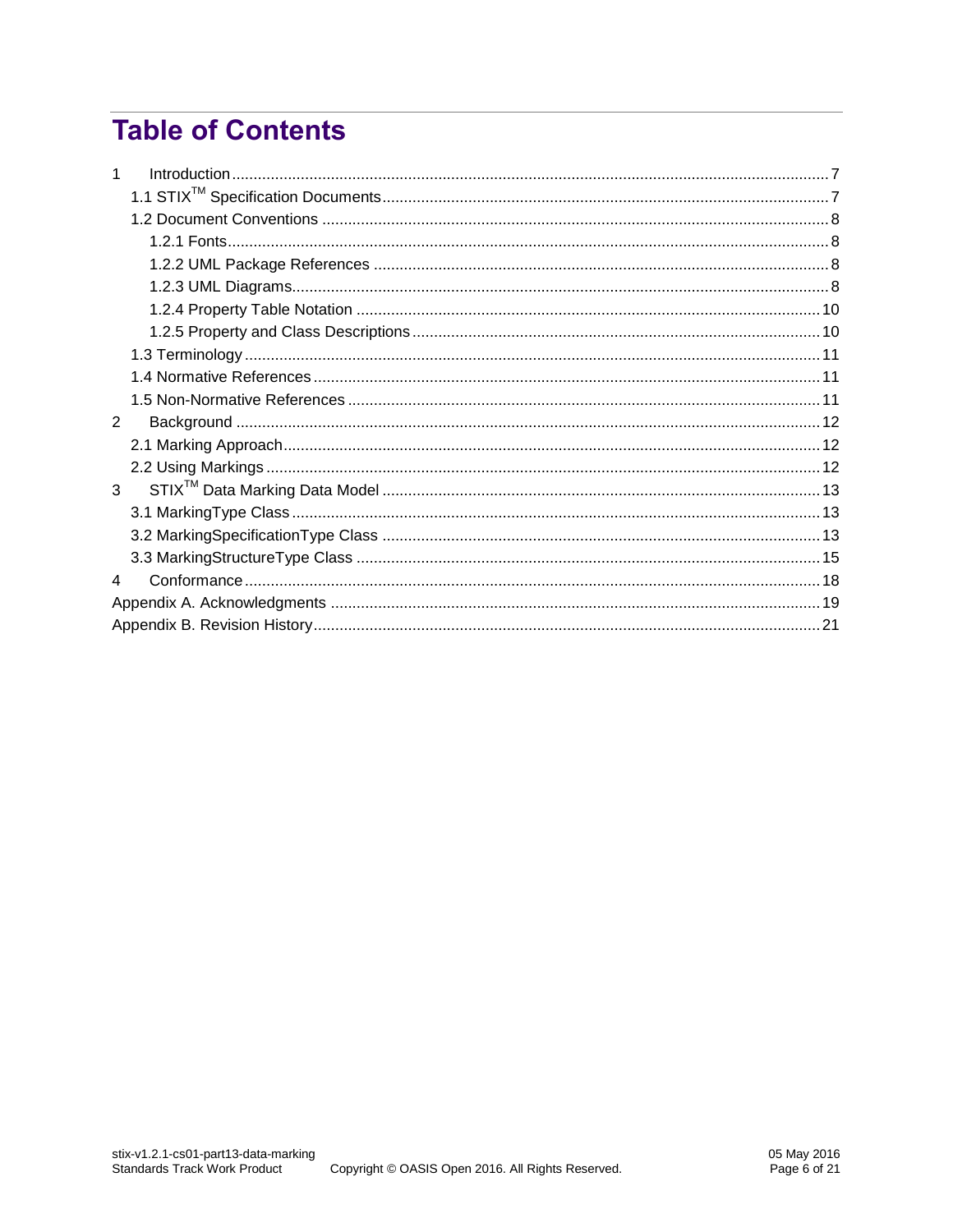# Table of Contents

1 Introduction ... 7
- 1.1 STIX™ Specification Documents ... 7
- 1.2 Document Conventions ... 8
  - 1.2.1 Fonts ... 8
  - 1.2.2 UML Package References ... 8
  - 1.2.3 UML Diagrams ... 8
  - 1.2.4 Property Table Notation ... 10
  - 1.2.5 Property and Class Descriptions ... 10
- 1.3 Terminology ... 11
- 1.4 Normative References ... 11
- 1.5 Non-Normative References ... 11

2 Background ... 12
- 2.1 Marking Approach ... 12
- 2.2 Using Markings ... 12

3 STIX™ Data Marking Data Model ... 13
- 3.1 MarkingType Class ... 13
- 3.2 MarkingSpecificationType Class ... 13
- 3.3 MarkingStructureType Class ... 15

4 Conformance ... 18

Appendix A. Acknowledgments ... 19

Appendix B. Revision History ... 21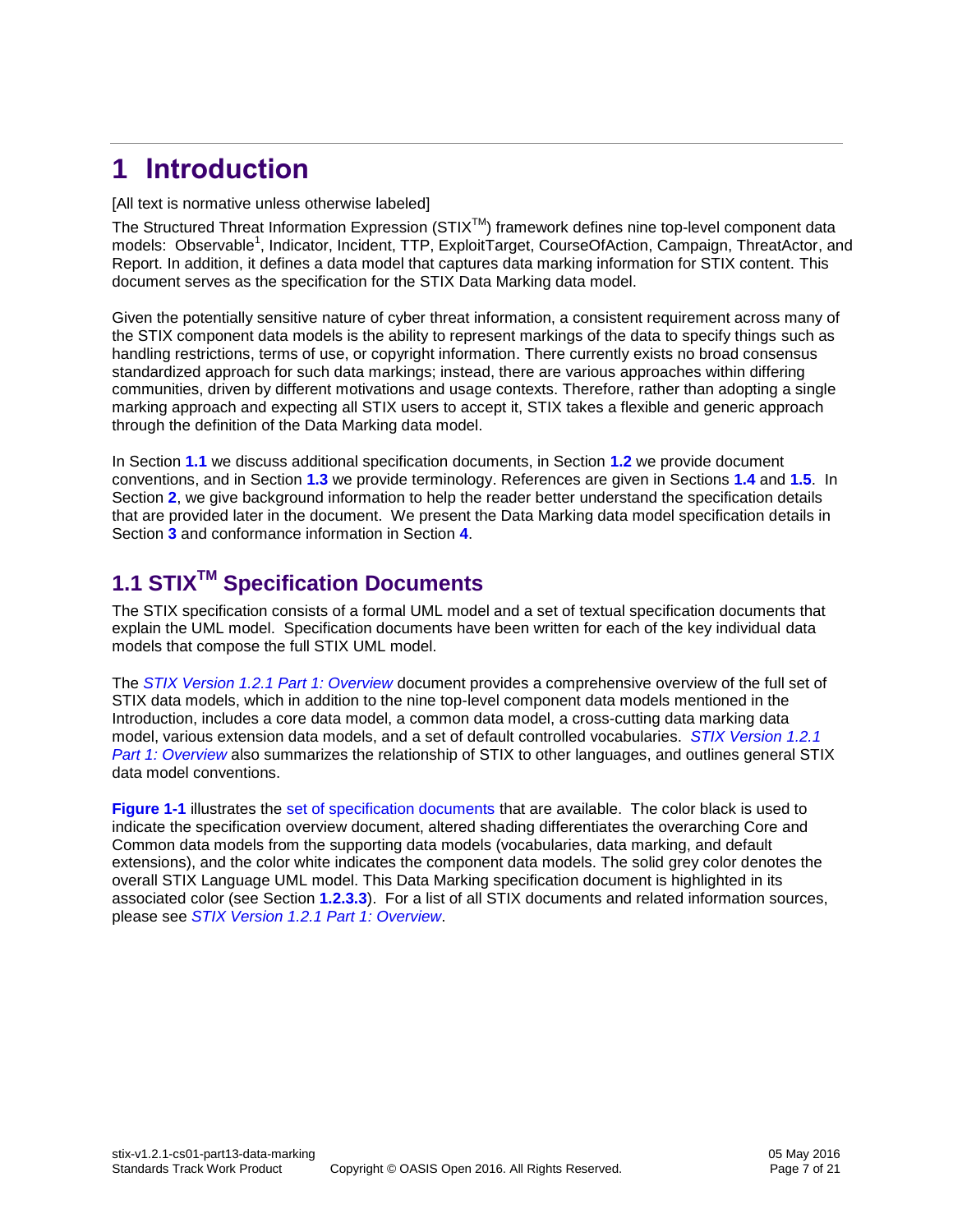# 1 Introduction

[All text is normative unless otherwise labeled]

The Structured Threat Information Expression (STIX™) framework defines nine top-level component data models: Observable[1], Indicator, Incident, TTP, ExploitTarget, CourseOfAction, Campaign, ThreatActor, and Report. In addition, it defines a data model that captures data marking information for STIX content. This document serves as the specification for the STIX Data Marking data model.

Given the potentially sensitive nature of cyber threat information, a consistent requirement across many of the STIX component data models is the ability to represent markings of the data to specify things such as handling restrictions, terms of use, or copyright information. There currently exists no broad consensus standardized approach for such data markings; instead, there are various approaches within differing communities, driven by different motivations and usage contexts. Therefore, rather than adopting a single marking approach and expecting all STIX users to accept it, STIX takes a flexible and generic approach through the definition of the Data Marking data model.

In Section **1.1** we discuss additional specification documents, in Section **1.2** we provide document conventions, and in Section **1.3** we provide terminology. References are given in Sections **1.4** and **1.5**. In Section **2**, we give background information to help the reader better understand the specification details that are provided later in the document. We present the Data Marking data model specification details in Section **3** and conformance information in Section **4**.

## 1.1 STIX™ Specification Documents

The STIX specification consists of a formal UML model and a set of textual specification documents that explain the UML model. Specification documents have been written for each of the key individual data models that compose the full STIX UML model.

The *STIX Version 1.2.1 Part 1: Overview* document provides a comprehensive overview of the full set of STIX data models, which in addition to the nine top-level component data models mentioned in the Introduction, includes a core data model, a common data model, a cross-cutting data marking data model, various extension data models, and a set of default controlled vocabularies. *STIX Version 1.2.1 Part 1: Overview* also summarizes the relationship of STIX to other languages, and outlines general STIX data model conventions.

**Figure 1-1** illustrates the set of specification documents that are available. The color black is used to indicate the specification overview document, altered shading differentiates the overarching Core and Common data models from the supporting data models (vocabularies, data marking, and default extensions), and the color white indicates the component data models. The solid grey color denotes the overall STIX Language UML model. This Data Marking specification document is highlighted in its associated color (see Section **1.2.3.3**). For a list of all STIX documents and related information sources, please see *STIX Version 1.2.1 Part 1: Overview*.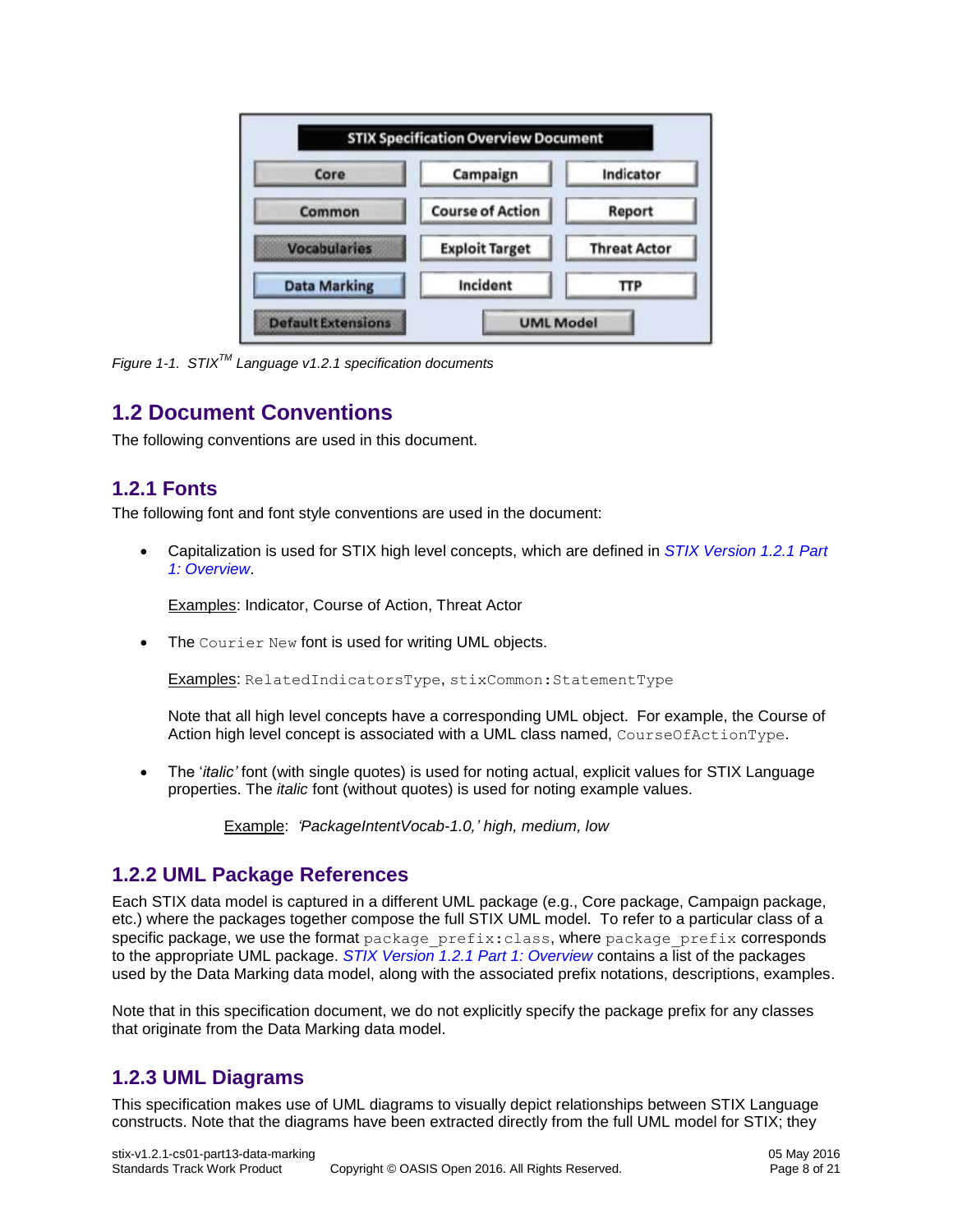STIX Specification Overview Document

Core
Campaign
Indicator
Common
Course of Action
Report
Vocabularies
Exploit Target
Threat Actor
Data Marking
Incident
TTP
Default Extensions
UML Model

*Figure 1-1. STIX[TM] Language v1.2.1 specification documents*

## 1.2 Document Conventions

The following conventions are used in this document.

### 1.2.1 Fonts

The following font and font style conventions are used in the document:

- Capitalization is used for STIX high level concepts, which are defined in *STIX Version 1.2.1 Part 1: Overview*.

  Examples: Indicator, Course of Action, Threat Actor

- The `Courier New` font is used for writing UML objects.

  Examples: `RelatedIndicatorsType`, `stixCommon:StatementType`

  Note that all high level concepts have a corresponding UML object. For example, the Course of Action high level concept is associated with a UML class named, `CourseOfActionType`.

- The '*italic*' font (with single quotes) is used for noting actual, explicit values for STIX Language properties. The *italic* font (without quotes) is used for noting example values.

  Example: *'PackageIntentVocab-1.0,' high, medium, low*

### 1.2.2 UML Package References

Each STIX data model is captured in a different UML package (e.g., Core package, Campaign package, etc.) where the packages together compose the full STIX UML model. To refer to a particular class of a specific package, we use the format `package_prefix:class`, where `package_prefix` corresponds to the appropriate UML package. *STIX Version 1.2.1 Part 1: Overview* contains a list of the packages used by the Data Marking data model, along with the associated prefix notations, descriptions, examples.

Note that in this specification document, we do not explicitly specify the package prefix for any classes that originate from the Data Marking data model.

### 1.2.3 UML Diagrams

This specification makes use of UML diagrams to visually depict relationships between STIX Language constructs. Note that the diagrams have been extracted directly from the full UML model for STIX; they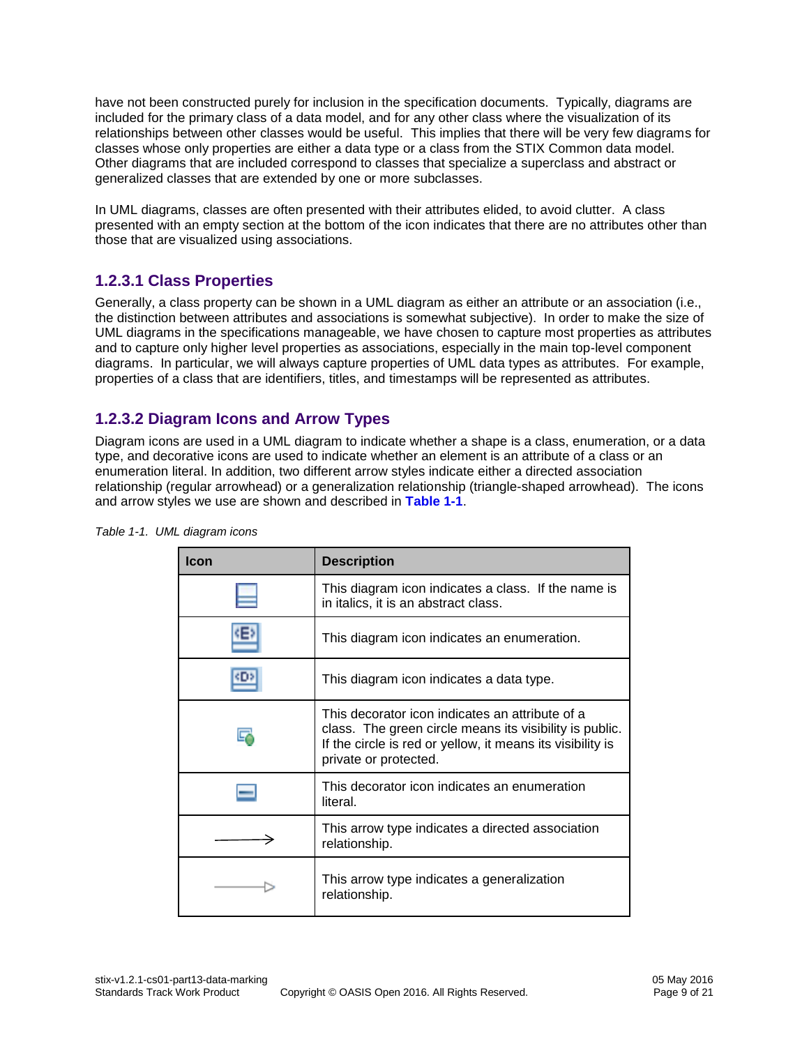have not been constructed purely for inclusion in the specification documents. Typically, diagrams are included for the primary class of a data model, and for any other class where the visualization of its relationships between other classes would be useful. This implies that there will be very few diagrams for classes whose only properties are either a data type or a class from the STIX Common data model. Other diagrams that are included correspond to classes that specialize a superclass and abstract or generalized classes that are extended by one or more subclasses.

In UML diagrams, classes are often presented with their attributes elided, to avoid clutter. A class presented with an empty section at the bottom of the icon indicates that there are no attributes other than those that are visualized using associations.

### 1.2.3.1 Class Properties

Generally, a class property can be shown in a UML diagram as either an attribute or an association (i.e., the distinction between attributes and associations is somewhat subjective). In order to make the size of UML diagrams in the specifications manageable, we have chosen to capture most properties as attributes and to capture only higher level properties as associations, especially in the main top-level component diagrams. In particular, we will always capture properties of UML data types as attributes. For example, properties of a class that are identifiers, titles, and timestamps will be represented as attributes.

### 1.2.3.2 Diagram Icons and Arrow Types

Diagram icons are used in a UML diagram to indicate whether a shape is a class, enumeration, or a data type, and decorative icons are used to indicate whether an element is an attribute of a class or an enumeration literal. In addition, two different arrow styles indicate either a directed association relationship (regular arrowhead) or a generalization relationship (triangle-shaped arrowhead). The icons and arrow styles we use are shown and described in **Table 1-1**.

*Table 1-1. UML diagram icons*

| Icon | Description |
|---|---|
| | This diagram icon indicates a class. If the name is in italics, it is an abstract class. |
| | This diagram icon indicates an enumeration. |
| | This diagram icon indicates a data type. |
| | This decorator icon indicates an attribute of a class. The green circle means its visibility is public. If the circle is red or yellow, it means its visibility is private or protected. |
| | This decorator icon indicates an enumeration literal. |
| | This arrow type indicates a directed association relationship. |
| | This arrow type indicates a generalization relationship. |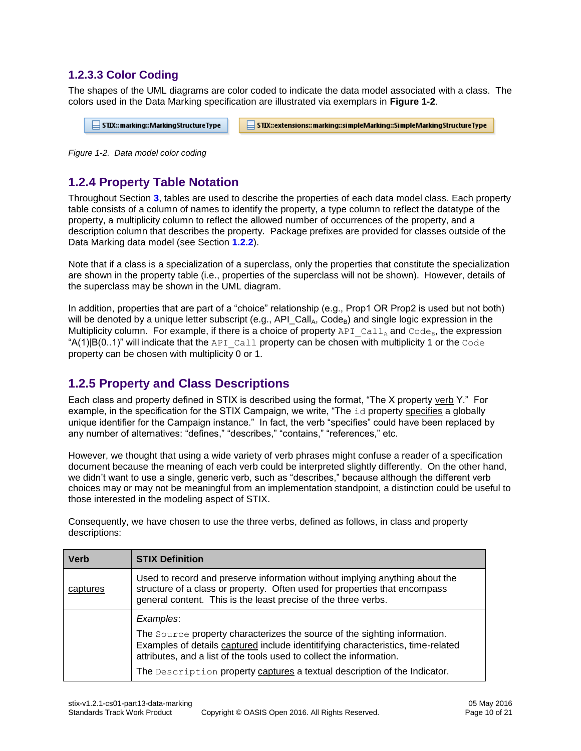### 1.2.3.3 Color Coding

The shapes of the UML diagrams are color coded to indicate the data model associated with a class. The colors used in the Data Marking specification are illustrated via exemplars in **Figure 1-2**.

STIX::marking::MarkingStructureType

STIX::extensions::marking::simpleMarking::SimpleMarkingStructureType

*Figure 1-2. Data model color coding*

## 1.2.4 Property Table Notation

Throughout Section **3**, tables are used to describe the properties of each data model class. Each property table consists of a column of names to identify the property, a type column to reflect the datatype of the property, a multiplicity column to reflect the allowed number of occurrences of the property, and a description column that describes the property. Package prefixes are provided for classes outside of the Data Marking data model (see Section **1.2.2**).

Note that if a class is a specialization of a superclass, only the properties that constitute the specialization are shown in the property table (i.e., properties of the superclass will not be shown). However, details of the superclass may be shown in the UML diagram.

In addition, properties that are part of a "choice" relationship (e.g., Prop1 OR Prop2 is used but not both) will be denoted by a unique letter subscript (e.g., API_Call$_A$, Code$_B$) and single logic expression in the Multiplicity column. For example, if there is a choice of property `API_Call`$_A$ and `Code`$_B$, the expression "A(1)|B(0..1)" will indicate that the `API_Call` property can be chosen with multiplicity 1 or the `Code` property can be chosen with multiplicity 0 or 1.

## 1.2.5 Property and Class Descriptions

Each class and property defined in STIX is described using the format, "The X property verb Y." For example, in the specification for the STIX Campaign, we write, "The `id` property specifies a globally unique identifier for the Campaign instance." In fact, the verb "specifies" could have been replaced by any number of alternatives: "defines," "describes," "contains," "references," etc.

However, we thought that using a wide variety of verb phrases might confuse a reader of a specification document because the meaning of each verb could be interpreted slightly differently. On the other hand, we didn't want to use a single, generic verb, such as "describes," because although the different verb choices may or may not be meaningful from an implementation standpoint, a distinction could be useful to those interested in the modeling aspect of STIX.

Consequently, we have chosen to use the three verbs, defined as follows, in class and property descriptions:

| Verb | STIX Definition |
|---|---|
| captures | Used to record and preserve information without implying anything about the structure of a class or property. Often used for properties that encompass general content. This is the least precise of the three verbs. |
| | *Examples*: The `Source` property characterizes the source of the sighting information. Examples of details captured include identitifying characteristics, time-related attributes, and a list of the tools used to collect the information. The `Description` property captures a textual description of the Indicator. |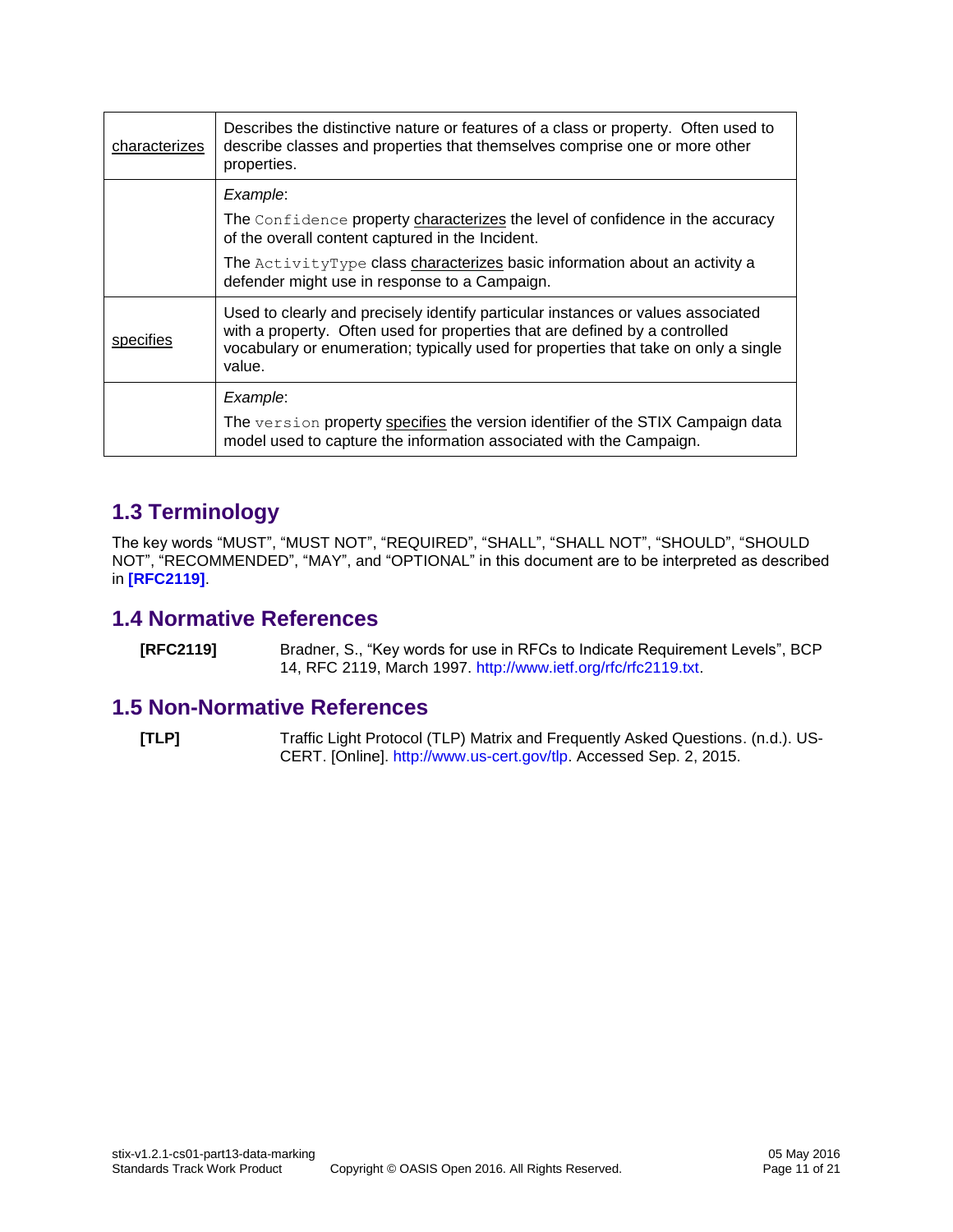| | |
|---|---|
| characterizes | Describes the distinctive nature or features of a class or property. Often used to describe classes and properties that themselves comprise one or more other properties. |
| | *Example*:<br>The `Confidence` property characterizes the level of confidence in the accuracy of the overall content captured in the Incident.<br>The `ActivityType` class characterizes basic information about an activity a defender might use in response to a Campaign. |
| specifies | Used to clearly and precisely identify particular instances or values associated with a property. Often used for properties that are defined by a controlled vocabulary or enumeration; typically used for properties that take on only a single value. |
| | *Example*:<br>The `version` property specifies the version identifier of the STIX Campaign data model used to capture the information associated with the Campaign. |

## 1.3 Terminology

The key words “MUST”, “MUST NOT”, “REQUIRED”, “SHALL”, “SHALL NOT”, “SHOULD”, “SHOULD NOT”, “RECOMMENDED”, “MAY”, and “OPTIONAL” in this document are to be interpreted as described in **[RFC2119]**.

## 1.4 Normative References

**[RFC2119]** Bradner, S., “Key words for use in RFCs to Indicate Requirement Levels”, BCP 14, RFC 2119, March 1997. http://www.ietf.org/rfc/rfc2119.txt.

## 1.5 Non-Normative References

**[TLP]** Traffic Light Protocol (TLP) Matrix and Frequently Asked Questions. (n.d.). US-CERT. [Online]. http://www.us-cert.gov/tlp. Accessed Sep. 2, 2015.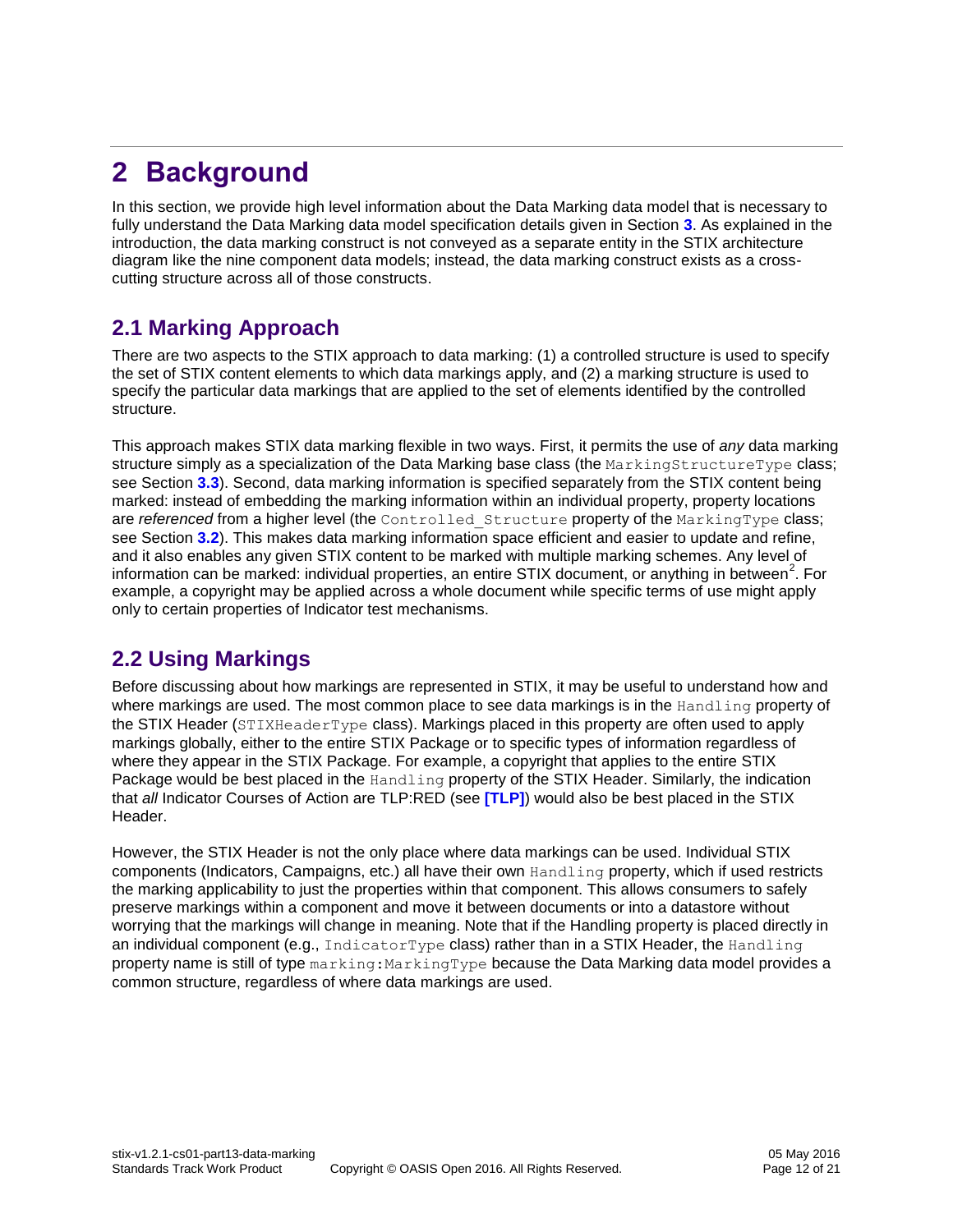# 2 Background

In this section, we provide high level information about the Data Marking data model that is necessary to fully understand the Data Marking data model specification details given in Section **3**. As explained in the introduction, the data marking construct is not conveyed as a separate entity in the STIX architecture diagram like the nine component data models; instead, the data marking construct exists as a cross-cutting structure across all of those constructs.

## 2.1 Marking Approach

There are two aspects to the STIX approach to data marking: (1) a controlled structure is used to specify the set of STIX content elements to which data markings apply, and (2) a marking structure is used to specify the particular data markings that are applied to the set of elements identified by the controlled structure.

This approach makes STIX data marking flexible in two ways. First, it permits the use of *any* data marking structure simply as a specialization of the Data Marking base class (the `MarkingStructureType` class; see Section **3.3**). Second, data marking information is specified separately from the STIX content being marked: instead of embedding the marking information within an individual property, property locations are *referenced* from a higher level (the `Controlled_Structure` property of the `MarkingType` class; see Section **3.2**). This makes data marking information space efficient and easier to update and refine, and it also enables any given STIX content to be marked with multiple marking schemes. Any level of information can be marked: individual properties, an entire STIX document, or anything in between[2]. For example, a copyright may be applied across a whole document while specific terms of use might apply only to certain properties of Indicator test mechanisms.

## 2.2 Using Markings

Before discussing about how markings are represented in STIX, it may be useful to understand how and where markings are used. The most common place to see data markings is in the `Handling` property of the STIX Header (`STIXHeaderType` class). Markings placed in this property are often used to apply markings globally, either to the entire STIX Package or to specific types of information regardless of where they appear in the STIX Package. For example, a copyright that applies to the entire STIX Package would be best placed in the `Handling` property of the STIX Header. Similarly, the indication that *all* Indicator Courses of Action are TLP:RED (see **[TLP]**) would also be best placed in the STIX Header.

However, the STIX Header is not the only place where data markings can be used. Individual STIX components (Indicators, Campaigns, etc.) all have their own `Handling` property, which if used restricts the marking applicability to just the properties within that component. This allows consumers to safely preserve markings within a component and move it between documents or into a datastore without worrying that the markings will change in meaning. Note that if the Handling property is placed directly in an individual component (e.g., `IndicatorType` class) rather than in a STIX Header, the `Handling` property name is still of type `marking:MarkingType` because the Data Marking data model provides a common structure, regardless of where data markings are used.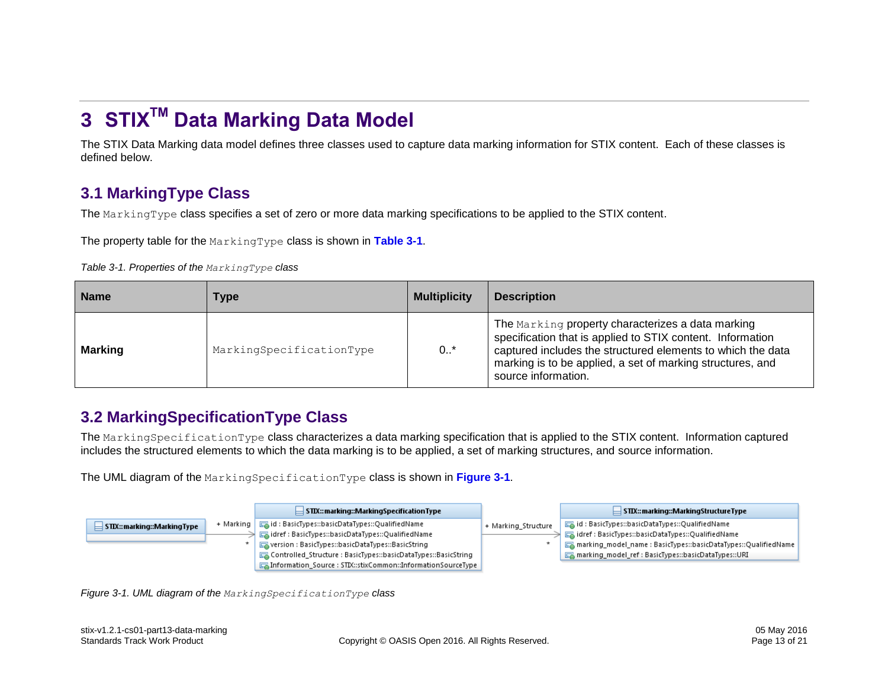# 3 STIX™ Data Marking Data Model

The STIX Data Marking data model defines three classes used to capture data marking information for STIX content. Each of these classes is defined below.

## 3.1 MarkingType Class

The `MarkingType` class specifies a set of zero or more data marking specifications to be applied to the STIX content.

The property table for the `MarkingType` class is shown in **Table 3-1**.

*Table 3-1. Properties of the `MarkingType` class*

| Name | Type | Multiplicity | Description |
|---|---|---|---|
| **Marking** | `MarkingSpecificationType` | 0..* | The `Marking` property characterizes a data marking specification that is applied to STIX content. Information captured includes the structured elements to which the data marking is to be applied, a set of marking structures, and source information. |

## 3.2 MarkingSpecificationType Class

The `MarkingSpecificationType` class characterizes a data marking specification that is applied to the STIX content. Information captured includes the structured elements to which the data marking is to be applied, a set of marking structures, and source information.

The UML diagram of the `MarkingSpecificationType` class is shown in **Figure 3-1**.

STIX::marking::MarkingType

+ Marking
*

STIX::marking::MarkingSpecificationType
id : BasicTypes::basicDataTypes::QualifiedName
idref : BasicTypes::basicDataTypes::QualifiedName
version : BasicTypes::basicDataTypes::BasicString
Controlled_Structure : BasicTypes::basicDataTypes::BasicString
Information_Source : STIX::stixCommon::InformationSourceType

+ Marking_Structure
*

STIX::marking::MarkingStructureType
id : BasicTypes::basicDataTypes::QualifiedName
idref : BasicTypes::basicDataTypes::QualifiedName
marking_model_name : BasicTypes::basicDataTypes::QualifiedName
marking_model_ref : BasicTypes::basicDataTypes::URI

*Figure 3-1. UML diagram of the `MarkingSpecificationType` class*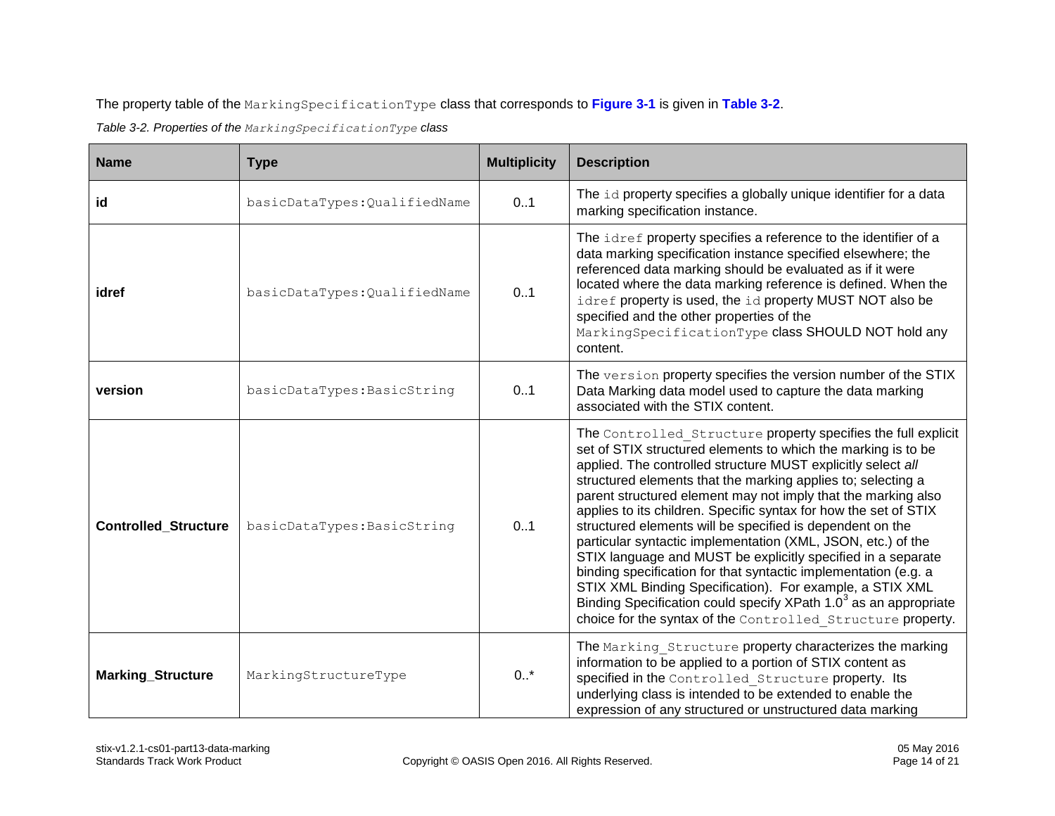The property table of the `MarkingSpecificationType` class that corresponds to **Figure 3-1** is given in **Table 3-2**.

*Table 3-2. Properties of the `MarkingSpecificationType` class*

| Name | Type | Multiplicity | Description |
|---|---|---|---|
| **id** | `basicDataTypes:QualifiedName` | 0..1 | The `id` property specifies a globally unique identifier for a data marking specification instance. |
| **idref** | `basicDataTypes:QualifiedName` | 0..1 | The `idref` property specifies a reference to the identifier of a data marking specification instance specified elsewhere; the referenced data marking should be evaluated as if it were located where the data marking reference is defined. When the `idref` property is used, the `id` property MUST NOT also be specified and the other properties of the `MarkingSpecificationType` class SHOULD NOT hold any content. |
| **version** | `basicDataTypes:BasicString` | 0..1 | The `version` property specifies the version number of the STIX Data Marking data model used to capture the data marking associated with the STIX content. |
| **Controlled_Structure** | `basicDataTypes:BasicString` | 0..1 | The `Controlled_Structure` property specifies the full explicit set of STIX structured elements to which the marking is to be applied. The controlled structure MUST explicitly select *all* structured elements that the marking applies to; selecting a parent structured element may not imply that the marking also applies to its children. Specific syntax for how the set of STIX structured elements will be specified is dependent on the particular syntactic implementation (XML, JSON, etc.) of the STIX language and MUST be explicitly specified in a separate binding specification for that syntactic implementation (e.g. a STIX XML Binding Specification). For example, a STIX XML Binding Specification could specify XPath 1.0[3] as an appropriate choice for the syntax of the `Controlled_Structure` property. |
| **Marking_Structure** | `MarkingStructureType` | 0..* | The `Marking_Structure` property characterizes the marking information to be applied to a portion of STIX content as specified in the `Controlled_Structure` property. Its underlying class is intended to be extended to enable the expression of any structured or unstructured data marking |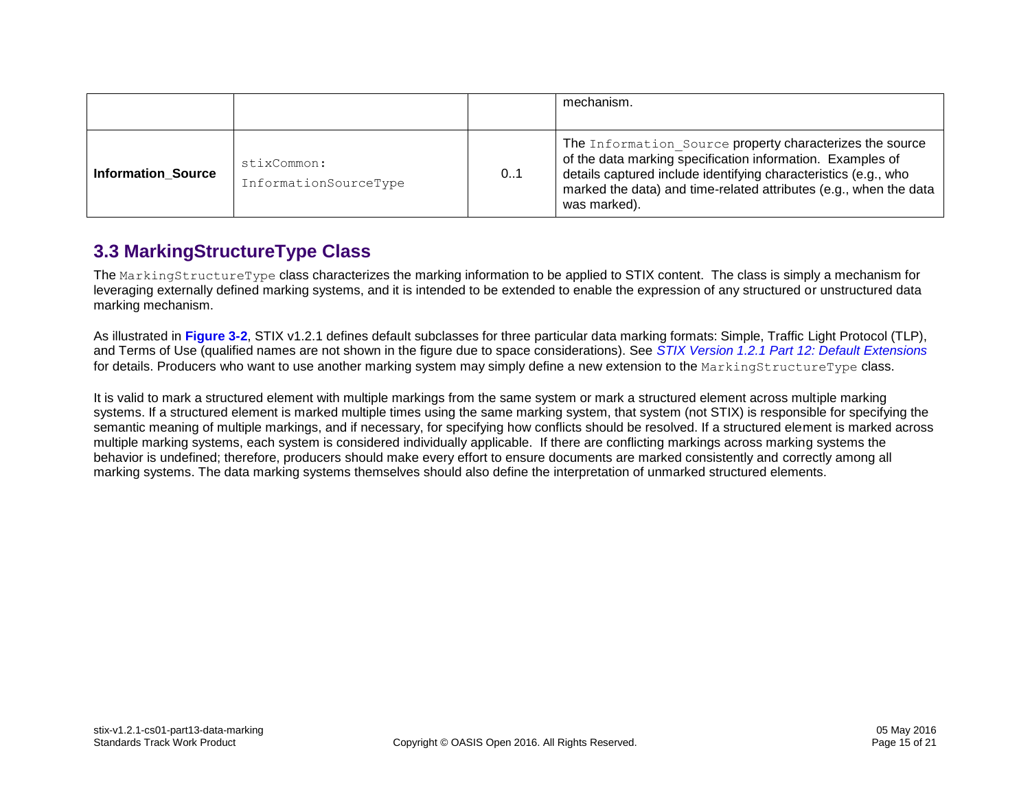| | | | |
|---|---|---|---|
| | | | mechanism. |
| **Information_Source** | stixCommon: InformationSourceType | 0..1 | The Information_Source property characterizes the source of the data marking specification information. Examples of details captured include identifying characteristics (e.g., who marked the data) and time-related attributes (e.g., when the data was marked). |

## 3.3 MarkingStructureType Class

The MarkingStructureType class characterizes the marking information to be applied to STIX content. The class is simply a mechanism for leveraging externally defined marking systems, and it is intended to be extended to enable the expression of any structured or unstructured data marking mechanism.

As illustrated in **Figure 3-2**, STIX v1.2.1 defines default subclasses for three particular data marking formats: Simple, Traffic Light Protocol (TLP), and Terms of Use (qualified names are not shown in the figure due to space considerations). See *STIX Version 1.2.1 Part 12: Default Extensions* for details. Producers who want to use another marking system may simply define a new extension to the MarkingStructureType class.

It is valid to mark a structured element with multiple markings from the same system or mark a structured element across multiple marking systems. If a structured element is marked multiple times using the same marking system, that system (not STIX) is responsible for specifying the semantic meaning of multiple markings, and if necessary, for specifying how conflicts should be resolved. If a structured element is marked across multiple marking systems, each system is considered individually applicable. If there are conflicting markings across marking systems the behavior is undefined; therefore, producers should make every effort to ensure documents are marked consistently and correctly among all marking systems. The data marking systems themselves should also define the interpretation of unmarked structured elements.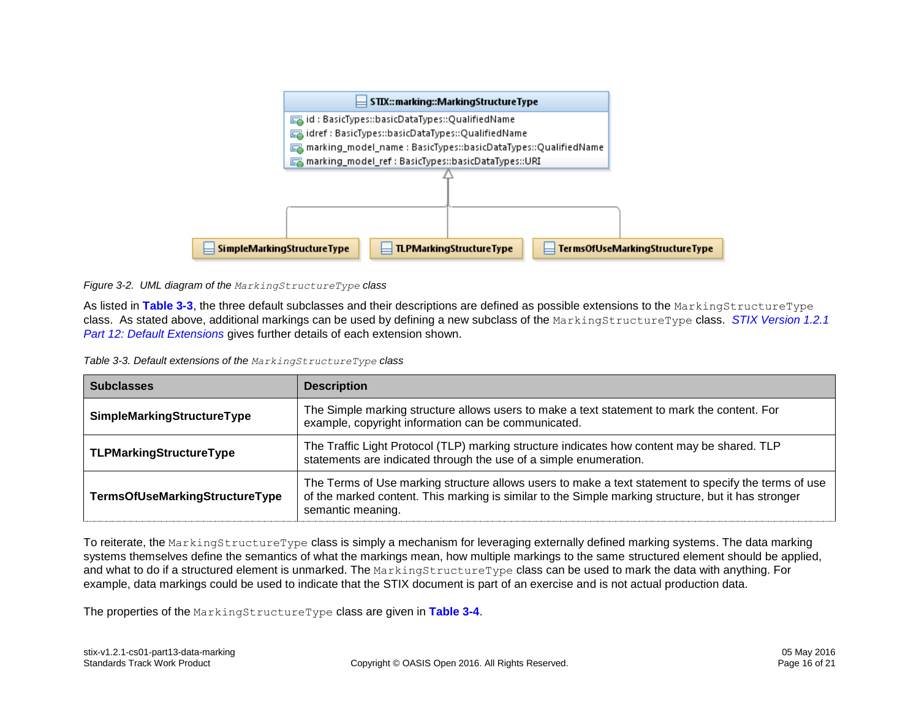STIX::marking::MarkingStructureType

id : BasicTypes::basicDataTypes::QualifiedName

idref : BasicTypes::basicDataTypes::QualifiedName

marking_model_name : BasicTypes::basicDataTypes::QualifiedName

marking_model_ref : BasicTypes::basicDataTypes::URI

SimpleMarkingStructureType

TLPMarkingStructureType

TermsOfUseMarkingStructureType

*Figure 3-2. UML diagram of the `MarkingStructureType` class*

As listed in **Table 3-3**, the three default subclasses and their descriptions are defined as possible extensions to the `MarkingStructureType` class. As stated above, additional markings can be used by defining a new subclass of the `MarkingStructureType` class. *STIX Version 1.2.1 Part 12: Default Extensions* gives further details of each extension shown.

*Table 3-3. Default extensions of the `MarkingStructureType` class*

| Subclasses | Description |
| --- | --- |
| **SimpleMarkingStructureType** | The Simple marking structure allows users to make a text statement to mark the content. For example, copyright information can be communicated. |
| **TLPMarkingStructureType** | The Traffic Light Protocol (TLP) marking structure indicates how content may be shared. TLP statements are indicated through the use of a simple enumeration. |
| **TermsOfUseMarkingStructureType** | The Terms of Use marking structure allows users to make a text statement to specify the terms of use of the marked content. This marking is similar to the Simple marking structure, but it has stronger semantic meaning. |

To reiterate, the `MarkingStructureType` class is simply a mechanism for leveraging externally defined marking systems. The data marking systems themselves define the semantics of what the markings mean, how multiple markings to the same structured element should be applied, and what to do if a structured element is unmarked. The `MarkingStructureType` class can be used to mark the data with anything. For example, data markings could be used to indicate that the STIX document is part of an exercise and is not actual production data.

The properties of the `MarkingStructureType` class are given in **Table 3-4**.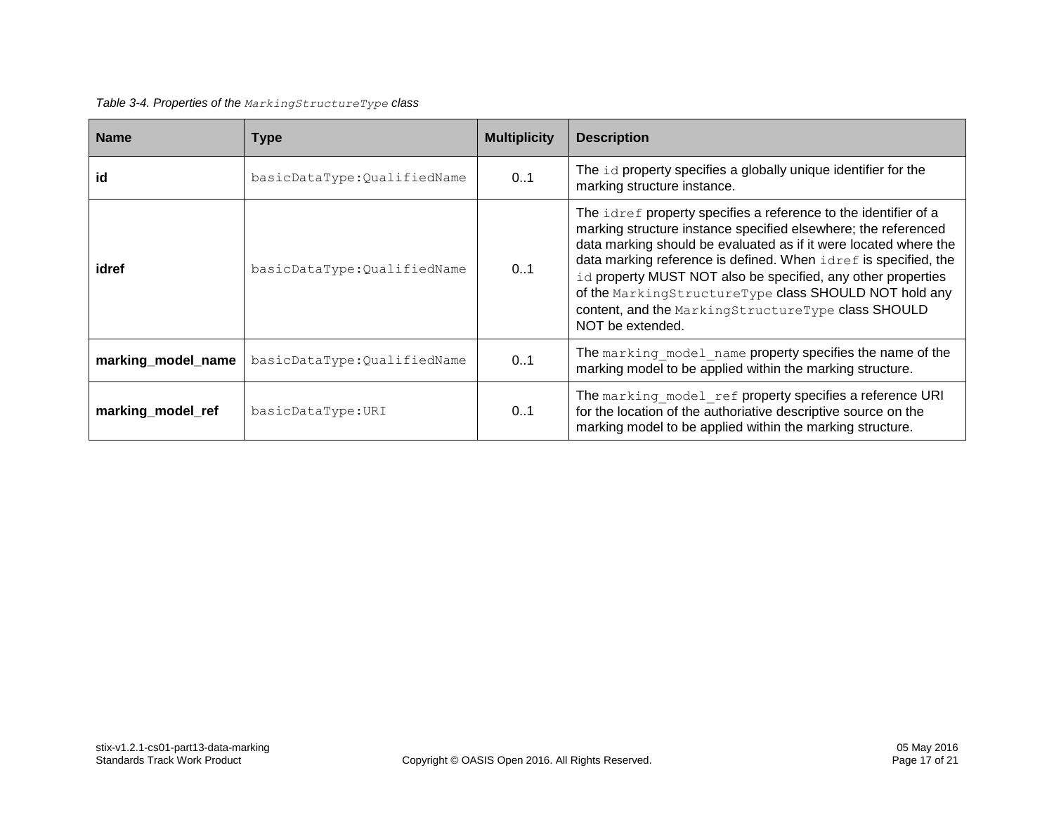*Table 3-4. Properties of the `MarkingStructureType` class*

| Name | Type | Multiplicity | Description |
|---|---|---|---|
| **id** | `basicDataType:QualifiedName` | 0..1 | The `id` property specifies a globally unique identifier for the marking structure instance. |
| **idref** | `basicDataType:QualifiedName` | 0..1 | The `idref` property specifies a reference to the identifier of a marking structure instance specified elsewhere; the referenced data marking should be evaluated as if it were located where the data marking reference is defined. When `idref` is specified, the `id` property MUST NOT also be specified, any other properties of the `MarkingStructureType` class SHOULD NOT hold any content, and the `MarkingStructureType` class SHOULD NOT be extended. |
| **marking_model_name** | `basicDataType:QualifiedName` | 0..1 | The `marking_model_name` property specifies the name of the marking model to be applied within the marking structure. |
| **marking_model_ref** | `basicDataType:URI` | 0..1 | The `marking_model_ref` property specifies a reference URI for the location of the authoriative descriptive source on the marking model to be applied within the marking structure. |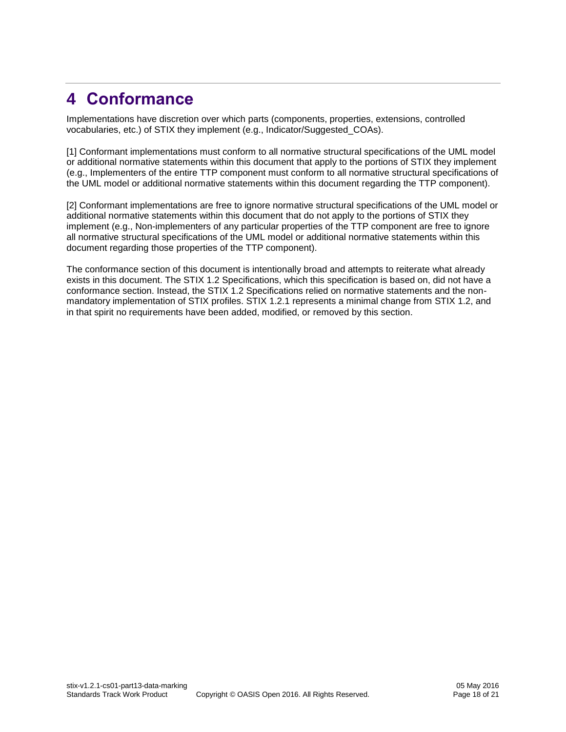# 4 Conformance

Implementations have discretion over which parts (components, properties, extensions, controlled vocabularies, etc.) of STIX they implement (e.g., Indicator/Suggested_COAs).

[1] Conformant implementations must conform to all normative structural specifications of the UML model or additional normative statements within this document that apply to the portions of STIX they implement (e.g., Implementers of the entire TTP component must conform to all normative structural specifications of the UML model or additional normative statements within this document regarding the TTP component).

[2] Conformant implementations are free to ignore normative structural specifications of the UML model or additional normative statements within this document that do not apply to the portions of STIX they implement (e.g., Non-implementers of any particular properties of the TTP component are free to ignore all normative structural specifications of the UML model or additional normative statements within this document regarding those properties of the TTP component).

The conformance section of this document is intentionally broad and attempts to reiterate what already exists in this document. The STIX 1.2 Specifications, which this specification is based on, did not have a conformance section. Instead, the STIX 1.2 Specifications relied on normative statements and the non-mandatory implementation of STIX profiles. STIX 1.2.1 represents a minimal change from STIX 1.2, and in that spirit no requirements have been added, modified, or removed by this section.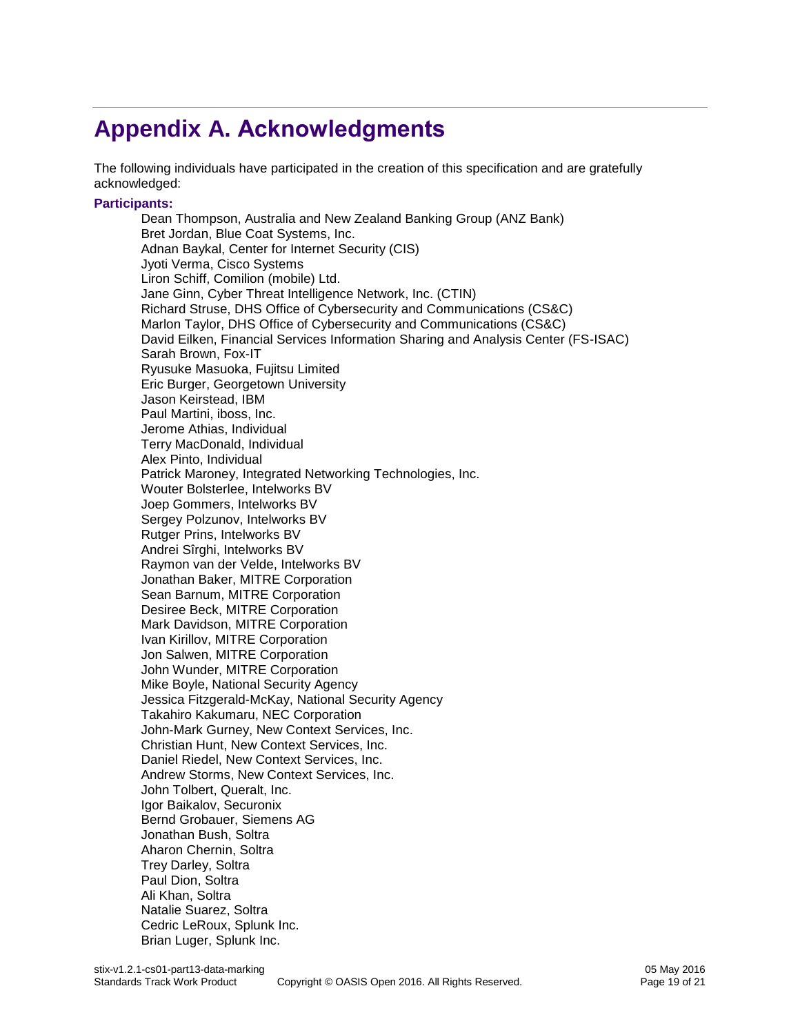# Appendix A. Acknowledgments

The following individuals have participated in the creation of this specification and are gratefully acknowledged:

**Participants:**

Dean Thompson, Australia and New Zealand Banking Group (ANZ Bank)
Bret Jordan, Blue Coat Systems, Inc.
Adnan Baykal, Center for Internet Security (CIS)
Jyoti Verma, Cisco Systems
Liron Schiff, Comilion (mobile) Ltd.
Jane Ginn, Cyber Threat Intelligence Network, Inc. (CTIN)
Richard Struse, DHS Office of Cybersecurity and Communications (CS&C)
Marlon Taylor, DHS Office of Cybersecurity and Communications (CS&C)
David Eilken, Financial Services Information Sharing and Analysis Center (FS-ISAC)
Sarah Brown, Fox-IT
Ryusuke Masuoka, Fujitsu Limited
Eric Burger, Georgetown University
Jason Keirstead, IBM
Paul Martini, iboss, Inc.
Jerome Athias, Individual
Terry MacDonald, Individual
Alex Pinto, Individual
Patrick Maroney, Integrated Networking Technologies, Inc.
Wouter Bolsterlee, Intelworks BV
Joep Gommers, Intelworks BV
Sergey Polzunov, Intelworks BV
Rutger Prins, Intelworks BV
Andrei Sîrghi, Intelworks BV
Raymon van der Velde, Intelworks BV
Jonathan Baker, MITRE Corporation
Sean Barnum, MITRE Corporation
Desiree Beck, MITRE Corporation
Mark Davidson, MITRE Corporation
Ivan Kirillov, MITRE Corporation
Jon Salwen, MITRE Corporation
John Wunder, MITRE Corporation
Mike Boyle, National Security Agency
Jessica Fitzgerald-McKay, National Security Agency
Takahiro Kakumaru, NEC Corporation
John-Mark Gurney, New Context Services, Inc.
Christian Hunt, New Context Services, Inc.
Daniel Riedel, New Context Services, Inc.
Andrew Storms, New Context Services, Inc.
John Tolbert, Queralt, Inc.
Igor Baikalov, Securonix
Bernd Grobauer, Siemens AG
Jonathan Bush, Soltra
Aharon Chernin, Soltra
Trey Darley, Soltra
Paul Dion, Soltra
Ali Khan, Soltra
Natalie Suarez, Soltra
Cedric LeRoux, Splunk Inc.
Brian Luger, Splunk Inc.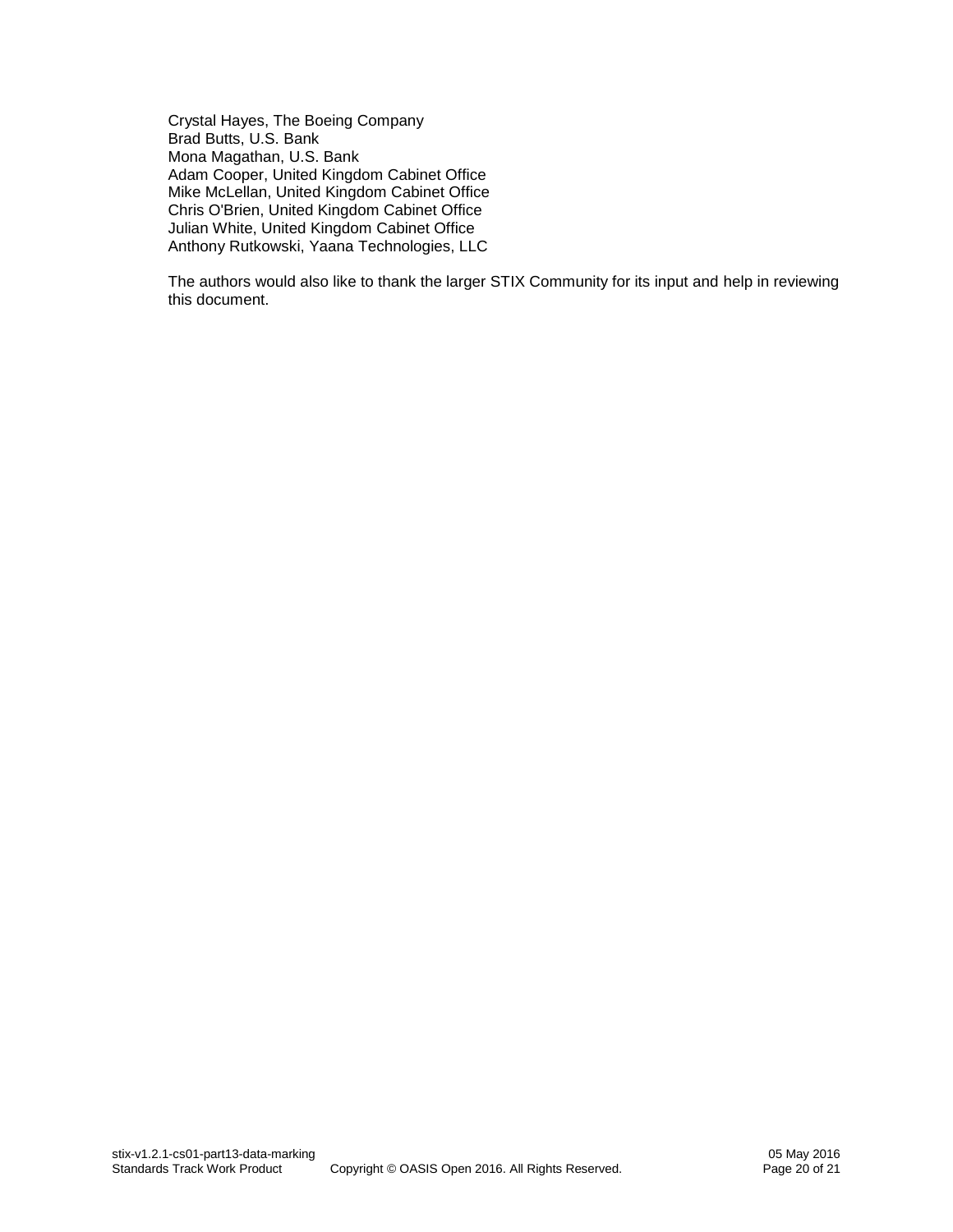Crystal Hayes, The Boeing Company
Brad Butts, U.S. Bank
Mona Magathan, U.S. Bank
Adam Cooper, United Kingdom Cabinet Office
Mike McLellan, United Kingdom Cabinet Office
Chris O'Brien, United Kingdom Cabinet Office
Julian White, United Kingdom Cabinet Office
Anthony Rutkowski, Yaana Technologies, LLC

The authors would also like to thank the larger STIX Community for its input and help in reviewing this document.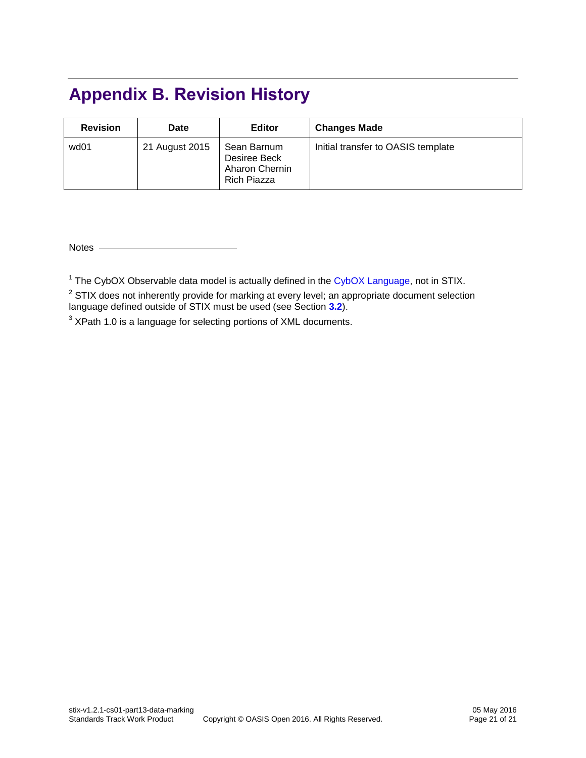# Appendix B. Revision History

| Revision | Date | Editor | Changes Made |
|---|---|---|---|
| wd01 | 21 August 2015 | Sean Barnum<br>Desiree Beck<br>Aharon Chernin<br>Rich Piazza | Initial transfer to OASIS template |

Notes

[1] The CybOX Observable data model is actually defined in the CybOX Language, not in STIX.

[2] STIX does not inherently provide for marking at every level; an appropriate document selection language defined outside of STIX must be used (see Section **3.2**).

[3] XPath 1.0 is a language for selecting portions of XML documents.